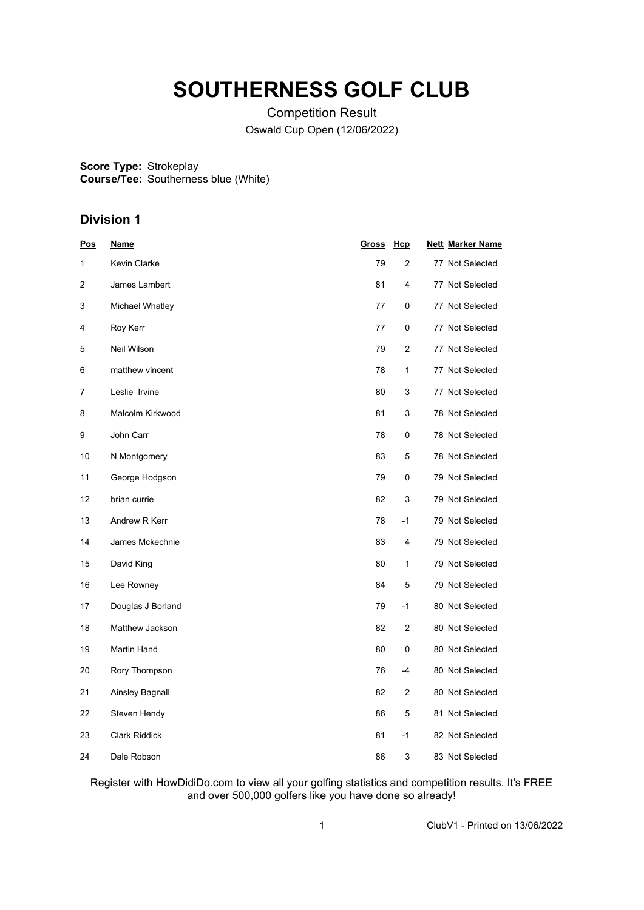# SOUTHERNESS GOLF CLUB

Competition Result

Oswald Cup Open (12/06/2022)

**Score Type:** Strokeplay
**Course/Tee:** Southerness blue (White)

## Division 1

| Pos | Name | Gross | Hcp | Nett | Marker Name |
|---|---|---|---|---|---|
| 1 | Kevin Clarke | 79 | 2 | 77 | Not Selected |
| 2 | James Lambert | 81 | 4 | 77 | Not Selected |
| 3 | Michael Whatley | 77 | 0 | 77 | Not Selected |
| 4 | Roy Kerr | 77 | 0 | 77 | Not Selected |
| 5 | Neil Wilson | 79 | 2 | 77 | Not Selected |
| 6 | matthew vincent | 78 | 1 | 77 | Not Selected |
| 7 | Leslie Irvine | 80 | 3 | 77 | Not Selected |
| 8 | Malcolm Kirkwood | 81 | 3 | 78 | Not Selected |
| 9 | John Carr | 78 | 0 | 78 | Not Selected |
| 10 | N Montgomery | 83 | 5 | 78 | Not Selected |
| 11 | George Hodgson | 79 | 0 | 79 | Not Selected |
| 12 | brian currie | 82 | 3 | 79 | Not Selected |
| 13 | Andrew R Kerr | 78 | -1 | 79 | Not Selected |
| 14 | James Mckechnie | 83 | 4 | 79 | Not Selected |
| 15 | David King | 80 | 1 | 79 | Not Selected |
| 16 | Lee Rowney | 84 | 5 | 79 | Not Selected |
| 17 | Douglas J Borland | 79 | -1 | 80 | Not Selected |
| 18 | Matthew Jackson | 82 | 2 | 80 | Not Selected |
| 19 | Martin Hand | 80 | 0 | 80 | Not Selected |
| 20 | Rory Thompson | 76 | -4 | 80 | Not Selected |
| 21 | Ainsley Bagnall | 82 | 2 | 80 | Not Selected |
| 22 | Steven Hendy | 86 | 5 | 81 | Not Selected |
| 23 | Clark Riddick | 81 | -1 | 82 | Not Selected |
| 24 | Dale Robson | 86 | 3 | 83 | Not Selected |

Register with HowDidiDo.com to view all your golfing statistics and competition results. It's FREE and over 500,000 golfers like you have done so already!

ClubV1 - Printed on 13/06/2022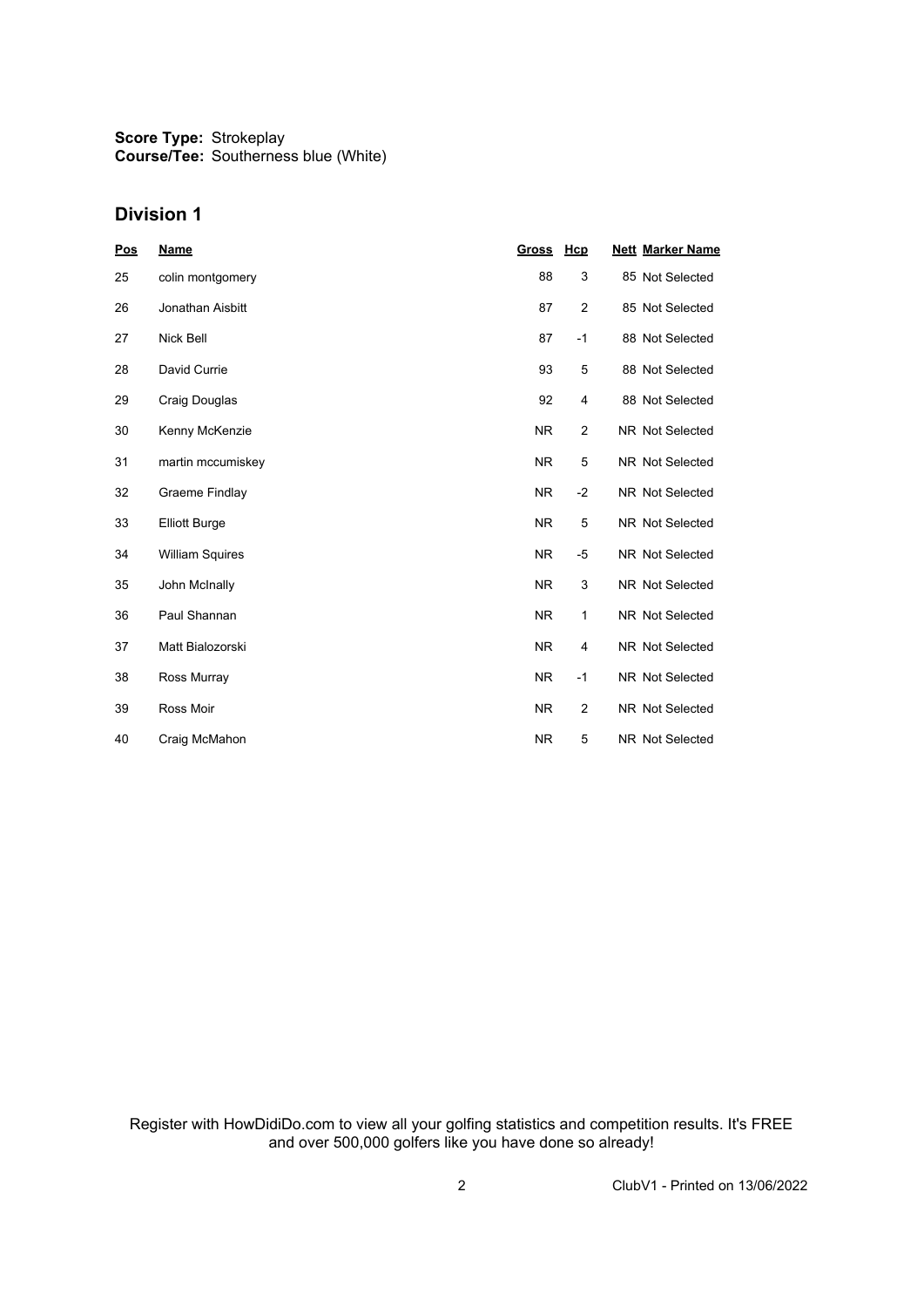**Score Type:** Strokeplay
**Course/Tee:** Southerness blue (White)

## Division 1

| Pos | Name | Gross | Hcp | Nett | Marker Name |
|---|---|---|---|---|---|
| 25 | colin montgomery | 88 | 3 | 85 | Not Selected |
| 26 | Jonathan Aisbitt | 87 | 2 | 85 | Not Selected |
| 27 | Nick Bell | 87 | -1 | 88 | Not Selected |
| 28 | David Currie | 93 | 5 | 88 | Not Selected |
| 29 | Craig Douglas | 92 | 4 | 88 | Not Selected |
| 30 | Kenny McKenzie | NR | 2 | NR | Not Selected |
| 31 | martin mccumiskey | NR | 5 | NR | Not Selected |
| 32 | Graeme Findlay | NR | -2 | NR | Not Selected |
| 33 | Elliott Burge | NR | 5 | NR | Not Selected |
| 34 | William Squires | NR | -5 | NR | Not Selected |
| 35 | John McInally | NR | 3 | NR | Not Selected |
| 36 | Paul Shannan | NR | 1 | NR | Not Selected |
| 37 | Matt Bialozorski | NR | 4 | NR | Not Selected |
| 38 | Ross Murray | NR | -1 | NR | Not Selected |
| 39 | Ross Moir | NR | 2 | NR | Not Selected |
| 40 | Craig McMahon | NR | 5 | NR | Not Selected |

Register with HowDidiDo.com to view all your golfing statistics and competition results. It's FREE and over 500,000 golfers like you have done so already!

ClubV1 - Printed on 13/06/2022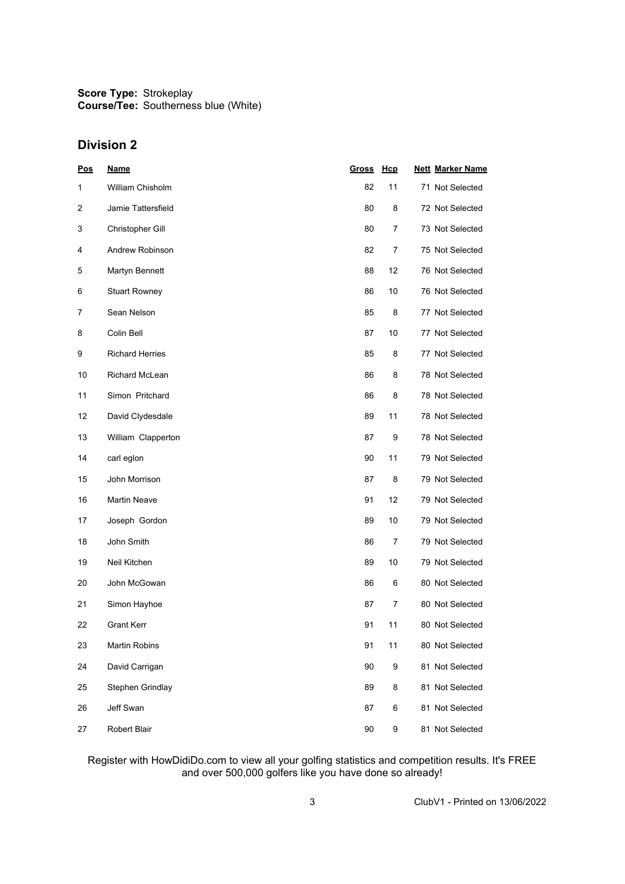**Score Type:** Strokeplay
**Course/Tee:** Southerness blue (White)

## Division 2

| Pos | Name | Gross | Hcp | Nett | Marker Name |
|---|---|---|---|---|---|
| 1 | William Chisholm | 82 | 11 | 71 | Not Selected |
| 2 | Jamie Tattersfield | 80 | 8 | 72 | Not Selected |
| 3 | Christopher Gill | 80 | 7 | 73 | Not Selected |
| 4 | Andrew Robinson | 82 | 7 | 75 | Not Selected |
| 5 | Martyn Bennett | 88 | 12 | 76 | Not Selected |
| 6 | Stuart Rowney | 86 | 10 | 76 | Not Selected |
| 7 | Sean Nelson | 85 | 8 | 77 | Not Selected |
| 8 | Colin Bell | 87 | 10 | 77 | Not Selected |
| 9 | Richard Herries | 85 | 8 | 77 | Not Selected |
| 10 | Richard McLean | 86 | 8 | 78 | Not Selected |
| 11 | Simon Pritchard | 86 | 8 | 78 | Not Selected |
| 12 | David Clydesdale | 89 | 11 | 78 | Not Selected |
| 13 | William Clapperton | 87 | 9 | 78 | Not Selected |
| 14 | carl eglon | 90 | 11 | 79 | Not Selected |
| 15 | John Morrison | 87 | 8 | 79 | Not Selected |
| 16 | Martin Neave | 91 | 12 | 79 | Not Selected |
| 17 | Joseph Gordon | 89 | 10 | 79 | Not Selected |
| 18 | John Smith | 86 | 7 | 79 | Not Selected |
| 19 | Neil Kitchen | 89 | 10 | 79 | Not Selected |
| 20 | John McGowan | 86 | 6 | 80 | Not Selected |
| 21 | Simon Hayhoe | 87 | 7 | 80 | Not Selected |
| 22 | Grant Kerr | 91 | 11 | 80 | Not Selected |
| 23 | Martin Robins | 91 | 11 | 80 | Not Selected |
| 24 | David Carrigan | 90 | 9 | 81 | Not Selected |
| 25 | Stephen Grindlay | 89 | 8 | 81 | Not Selected |
| 26 | Jeff Swan | 87 | 6 | 81 | Not Selected |
| 27 | Robert Blair | 90 | 9 | 81 | Not Selected |

Register with HowDidiDo.com to view all your golfing statistics and competition results. It's FREE and over 500,000 golfers like you have done so already!

ClubV1 - Printed on 13/06/2022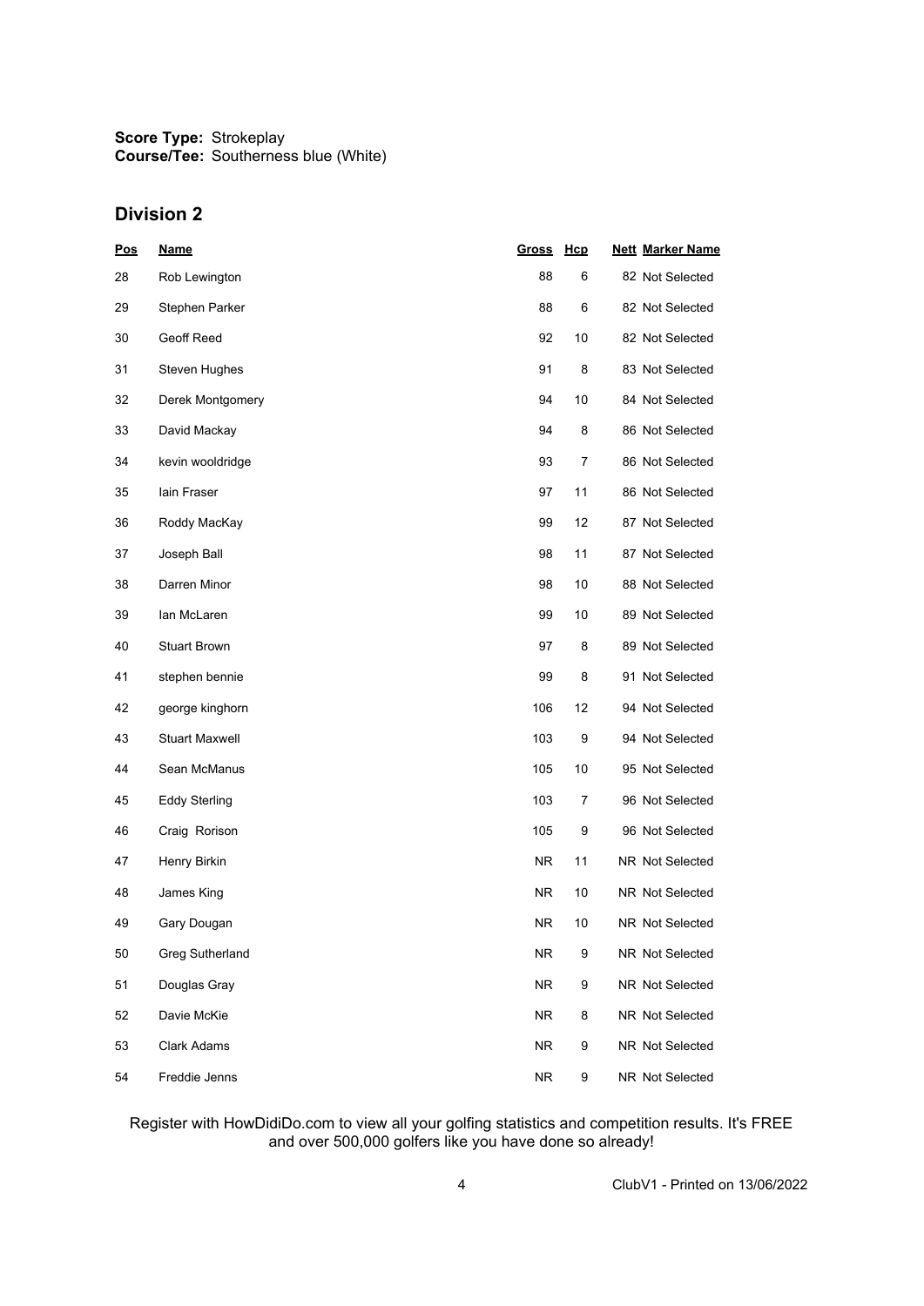**Score Type:** Strokeplay
**Course/Tee:** Southerness blue (White)

## Division 2

| Pos | Name | Gross | Hcp | Nett | Marker Name |
|---|---|---|---|---|---|
| 28 | Rob Lewington | 88 | 6 | 82 | Not Selected |
| 29 | Stephen Parker | 88 | 6 | 82 | Not Selected |
| 30 | Geoff Reed | 92 | 10 | 82 | Not Selected |
| 31 | Steven Hughes | 91 | 8 | 83 | Not Selected |
| 32 | Derek Montgomery | 94 | 10 | 84 | Not Selected |
| 33 | David Mackay | 94 | 8 | 86 | Not Selected |
| 34 | kevin wooldridge | 93 | 7 | 86 | Not Selected |
| 35 | Iain Fraser | 97 | 11 | 86 | Not Selected |
| 36 | Roddy MacKay | 99 | 12 | 87 | Not Selected |
| 37 | Joseph Ball | 98 | 11 | 87 | Not Selected |
| 38 | Darren Minor | 98 | 10 | 88 | Not Selected |
| 39 | Ian McLaren | 99 | 10 | 89 | Not Selected |
| 40 | Stuart Brown | 97 | 8 | 89 | Not Selected |
| 41 | stephen bennie | 99 | 8 | 91 | Not Selected |
| 42 | george kinghorn | 106 | 12 | 94 | Not Selected |
| 43 | Stuart Maxwell | 103 | 9 | 94 | Not Selected |
| 44 | Sean McManus | 105 | 10 | 95 | Not Selected |
| 45 | Eddy Sterling | 103 | 7 | 96 | Not Selected |
| 46 | Craig Rorison | 105 | 9 | 96 | Not Selected |
| 47 | Henry Birkin | NR | 11 | NR | Not Selected |
| 48 | James King | NR | 10 | NR | Not Selected |
| 49 | Gary Dougan | NR | 10 | NR | Not Selected |
| 50 | Greg Sutherland | NR | 9 | NR | Not Selected |
| 51 | Douglas Gray | NR | 9 | NR | Not Selected |
| 52 | Davie McKie | NR | 8 | NR | Not Selected |
| 53 | Clark Adams | NR | 9 | NR | Not Selected |
| 54 | Freddie Jenns | NR | 9 | NR | Not Selected |

Register with HowDidiDo.com to view all your golfing statistics and competition results. It's FREE and over 500,000 golfers like you have done so already!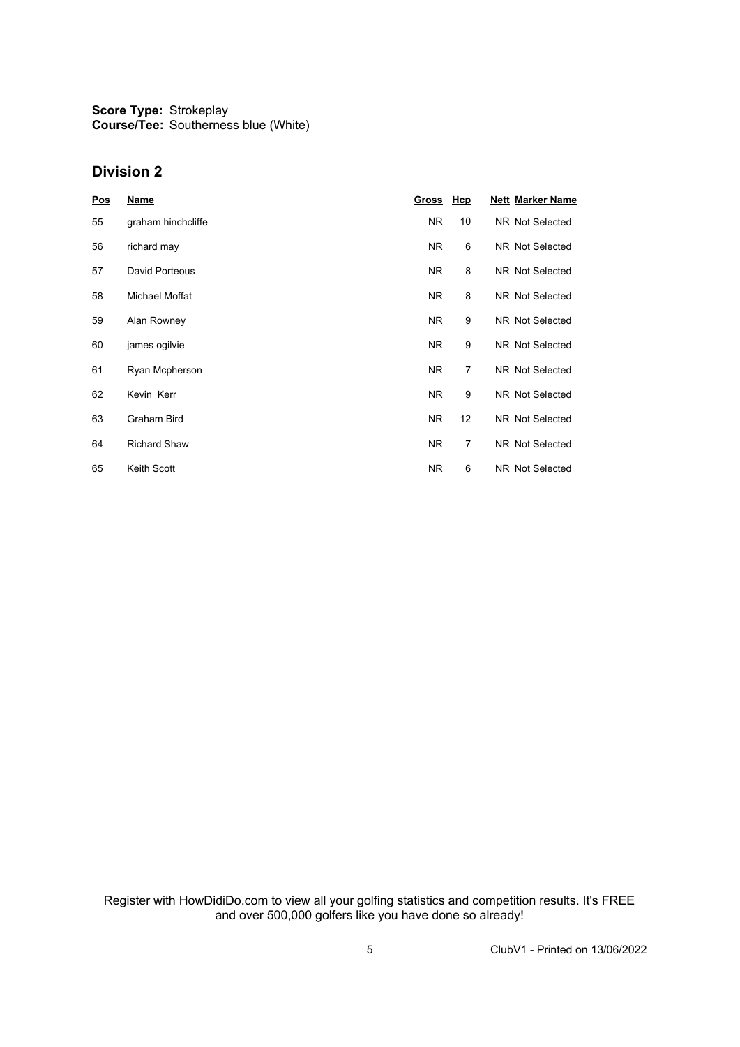**Score Type:** Strokeplay
**Course/Tee:** Southerness blue (White)

## Division 2

| Pos | Name | Gross | Hcp | Nett | Marker Name |
|---|---|---|---|---|---|
| 55 | graham hinchcliffe | NR | 10 | NR | Not Selected |
| 56 | richard may | NR | 6 | NR | Not Selected |
| 57 | David Porteous | NR | 8 | NR | Not Selected |
| 58 | Michael Moffat | NR | 8 | NR | Not Selected |
| 59 | Alan Rowney | NR | 9 | NR | Not Selected |
| 60 | james ogilvie | NR | 9 | NR | Not Selected |
| 61 | Ryan Mcpherson | NR | 7 | NR | Not Selected |
| 62 | Kevin Kerr | NR | 9 | NR | Not Selected |
| 63 | Graham Bird | NR | 12 | NR | Not Selected |
| 64 | Richard Shaw | NR | 7 | NR | Not Selected |
| 65 | Keith Scott | NR | 6 | NR | Not Selected |

Register with HowDidiDo.com to view all your golfing statistics and competition results. It's FREE and over 500,000 golfers like you have done so already!

ClubV1 - Printed on 13/06/2022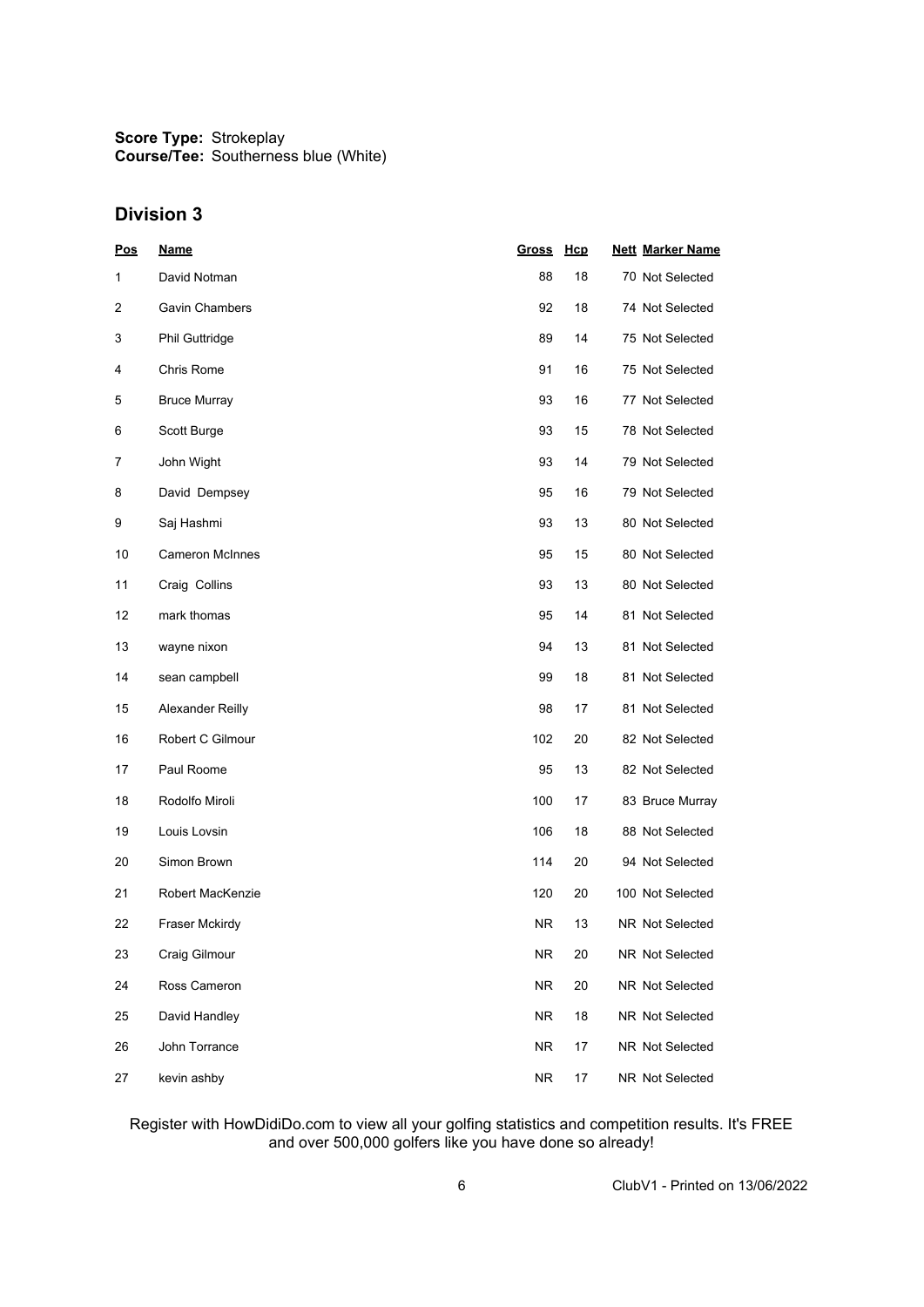**Score Type:** Strokeplay
**Course/Tee:** Southerness blue (White)

## Division 3

| Pos | Name | Gross | Hcp | Nett | Marker Name |
|---|---|---|---|---|---|
| 1 | David Notman | 88 | 18 | 70 | Not Selected |
| 2 | Gavin Chambers | 92 | 18 | 74 | Not Selected |
| 3 | Phil Guttridge | 89 | 14 | 75 | Not Selected |
| 4 | Chris Rome | 91 | 16 | 75 | Not Selected |
| 5 | Bruce Murray | 93 | 16 | 77 | Not Selected |
| 6 | Scott Burge | 93 | 15 | 78 | Not Selected |
| 7 | John Wight | 93 | 14 | 79 | Not Selected |
| 8 | David Dempsey | 95 | 16 | 79 | Not Selected |
| 9 | Saj Hashmi | 93 | 13 | 80 | Not Selected |
| 10 | Cameron McInnes | 95 | 15 | 80 | Not Selected |
| 11 | Craig Collins | 93 | 13 | 80 | Not Selected |
| 12 | mark thomas | 95 | 14 | 81 | Not Selected |
| 13 | wayne nixon | 94 | 13 | 81 | Not Selected |
| 14 | sean campbell | 99 | 18 | 81 | Not Selected |
| 15 | Alexander Reilly | 98 | 17 | 81 | Not Selected |
| 16 | Robert C Gilmour | 102 | 20 | 82 | Not Selected |
| 17 | Paul Roome | 95 | 13 | 82 | Not Selected |
| 18 | Rodolfo Miroli | 100 | 17 | 83 | Bruce Murray |
| 19 | Louis Lovsin | 106 | 18 | 88 | Not Selected |
| 20 | Simon Brown | 114 | 20 | 94 | Not Selected |
| 21 | Robert MacKenzie | 120 | 20 | 100 | Not Selected |
| 22 | Fraser Mckirdy | NR | 13 | NR | Not Selected |
| 23 | Craig Gilmour | NR | 20 | NR | Not Selected |
| 24 | Ross Cameron | NR | 20 | NR | Not Selected |
| 25 | David Handley | NR | 18 | NR | Not Selected |
| 26 | John Torrance | NR | 17 | NR | Not Selected |
| 27 | kevin ashby | NR | 17 | NR | Not Selected |

Register with HowDidiDo.com to view all your golfing statistics and competition results. It's FREE and over 500,000 golfers like you have done so already!

ClubV1 - Printed on 13/06/2022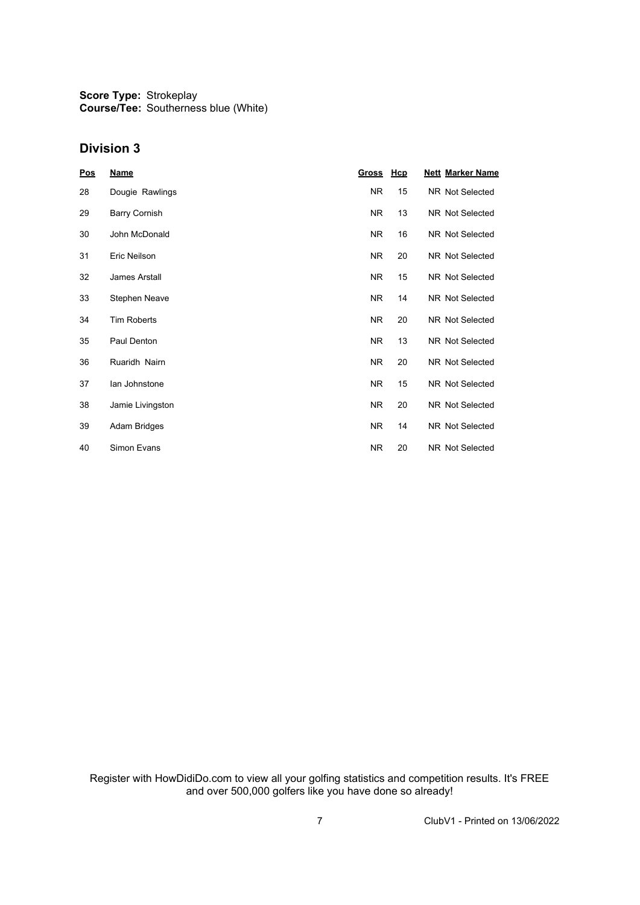**Score Type:** Strokeplay
**Course/Tee:** Southerness blue (White)

## Division 3

| Pos | Name | Gross | Hcp | Nett | Marker Name |
|---|---|---|---|---|---|
| 28 | Dougie Rawlings | NR | 15 | NR | Not Selected |
| 29 | Barry Cornish | NR | 13 | NR | Not Selected |
| 30 | John McDonald | NR | 16 | NR | Not Selected |
| 31 | Eric Neilson | NR | 20 | NR | Not Selected |
| 32 | James Arstall | NR | 15 | NR | Not Selected |
| 33 | Stephen Neave | NR | 14 | NR | Not Selected |
| 34 | Tim Roberts | NR | 20 | NR | Not Selected |
| 35 | Paul Denton | NR | 13 | NR | Not Selected |
| 36 | Ruaridh Nairn | NR | 20 | NR | Not Selected |
| 37 | Ian Johnstone | NR | 15 | NR | Not Selected |
| 38 | Jamie Livingston | NR | 20 | NR | Not Selected |
| 39 | Adam Bridges | NR | 14 | NR | Not Selected |
| 40 | Simon Evans | NR | 20 | NR | Not Selected |

Register with HowDidiDo.com to view all your golfing statistics and competition results. It's FREE and over 500,000 golfers like you have done so already!

ClubV1 - Printed on 13/06/2022